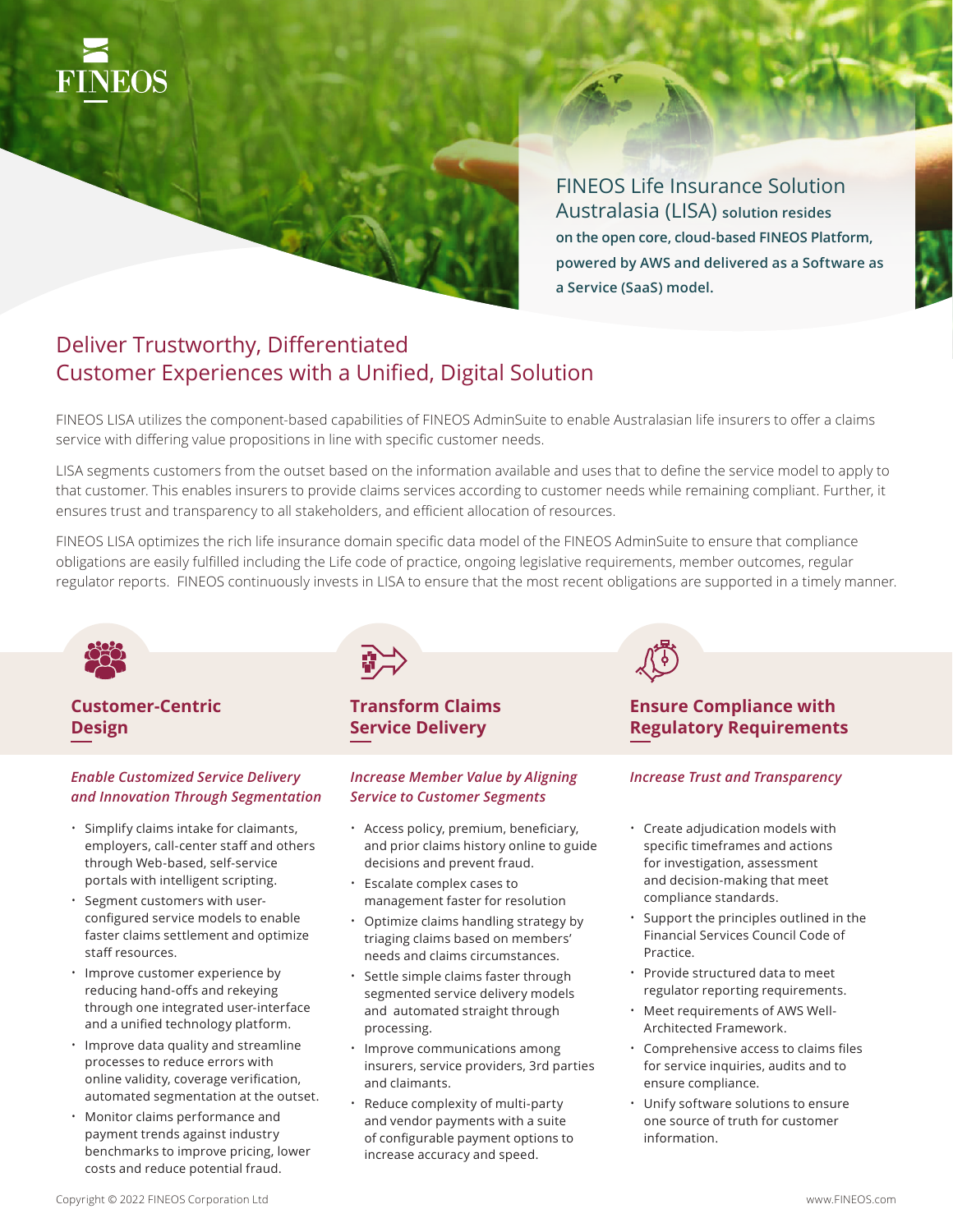FINEOS

FINEOS Life Insurance Solution Australasia (LISA) **solution resides on the open core, cloud-based FINEOS Platform, powered by AWS and delivered as a Software as a Service (SaaS) model.**

# Deliver Trustworthy, Differentiated Customer Experiences with a Unified, Digital Solution

FINEOS LISA utilizes the component-based capabilities of FINEOS AdminSuite to enable Australasian life insurers to offer a claims service with differing value propositions in line with specific customer needs.

LISA segments customers from the outset based on the information available and uses that to define the service model to apply to that customer. This enables insurers to provide claims services according to customer needs while remaining compliant. Further, it ensures trust and transparency to all stakeholders, and efficient allocation of resources.

FINEOS LISA optimizes the rich life insurance domain specific data model of the FINEOS AdminSuite to ensure that compliance obligations are easily fulfilled including the Life code of practice, ongoing legislative requirements, member outcomes, regular regulator reports. FINEOS continuously invests in LISA to ensure that the most recent obligations are supported in a timely manner.

## Customer-Centric Design

### *Enable Customized Service Delivery and Innovation Through Segmentation*

- Simplify claims intake for claimants, employers, call-center staff and others through Web-based, self-service portals with intelligent scripting.
- Segment customers with user-configured service models to enable faster claims settlement and optimize staff resources.
- Improve customer experience by reducing hand-offs and rekeying through one integrated user-interface and a unified technology platform.
- Improve data quality and streamline processes to reduce errors with online validity, coverage verification, automated segmentation at the outset.
- Monitor claims performance and payment trends against industry benchmarks to improve pricing, lower costs and reduce potential fraud.

## Transform Claims Service Delivery

### *Increase Member Value by Aligning Service to Customer Segments*

- Access policy, premium, beneficiary, and prior claims history online to guide decisions and prevent fraud.
- Escalate complex cases to management faster for resolution
- Optimize claims handling strategy by triaging claims based on members' needs and claims circumstances.
- Settle simple claims faster through segmented service delivery models and automated straight through processing.
- Improve communications among insurers, service providers, 3rd parties and claimants.
- Reduce complexity of multi-party and vendor payments with a suite of configurable payment options to increase accuracy and speed.

## Ensure Compliance with Regulatory Requirements

### *Increase Trust and Transparency*

- Create adjudication models with specific timeframes and actions for investigation, assessment and decision-making that meet compliance standards.
- Support the principles outlined in the Financial Services Council Code of Practice.
- Provide structured data to meet regulator reporting requirements.
- Meet requirements of AWS Well-Architected Framework.
- Comprehensive access to claims files for service inquiries, audits and to ensure compliance.
- Unify software solutions to ensure one source of truth for customer information.

Copyright © 2022 FINEOS Corporation Ltd

www.FINEOS.com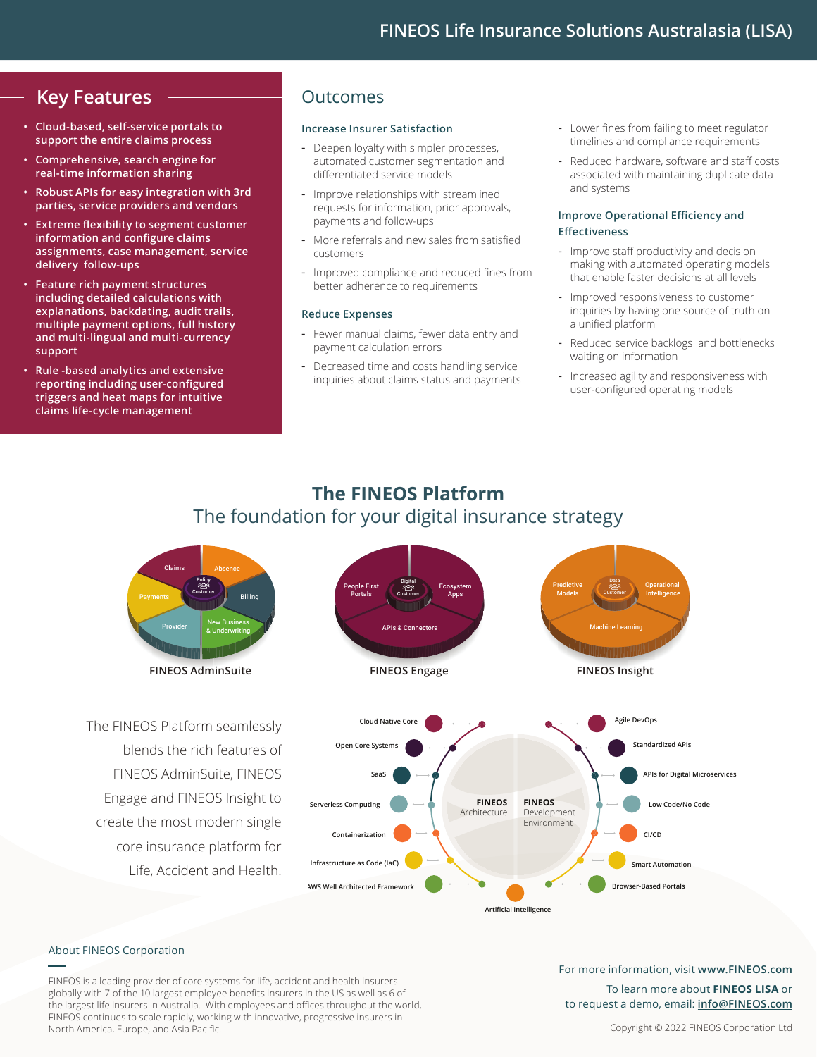# FINEOS Life Insurance Solutions Australasia (LISA)

## Key Features

- Cloud-based, self-service portals to support the entire claims process
- Comprehensive, search engine for real-time information sharing
- Robust APIs for easy integration with 3rd parties, service providers and vendors
- Extreme flexibility to segment customer information and configure claims assignments, case management, service delivery follow-ups
- Feature rich payment structures including detailed calculations with explanations, backdating, audit trails, multiple payment options, full history and multi-lingual and multi-currency support
- Rule -based analytics and extensive reporting including user-configured triggers and heat maps for intuitive claims life-cycle management

## Outcomes

### Increase Insurer Satisfaction

- Deepen loyalty with simpler processes, automated customer segmentation and differentiated service models
- Improve relationships with streamlined requests for information, prior approvals, payments and follow-ups
- More referrals and new sales from satisfied customers
- Improved compliance and reduced fines from better adherence to requirements

### Reduce Expenses

- Fewer manual claims, fewer data entry and payment calculation errors
- Decreased time and costs handling service inquiries about claims status and payments
- Lower fines from failing to meet regulator timelines and compliance requirements
- Reduced hardware, software and staff costs associated with maintaining duplicate data and systems

### Improve Operational Efficiency and Effectiveness

- Improve staff productivity and decision making with automated operating models that enable faster decisions at all levels
- Improved responsiveness to customer inquiries by having one source of truth on a unified platform
- Reduced service backlogs and bottlenecks waiting on information
- Increased agility and responsiveness with user-configured operating models

## The FINEOS Platform

The foundation for your digital insurance strategy

Claims
Absence
Policy
Customer
Payments
Billing
Provider
New Business & Underwriting

FINEOS AdminSuite

People First Portals
Digital
Customer
Ecosystem Apps
APIs & Connectors

FINEOS Engage

Predictive Models
Data
Customer
Operational Intelligence
Machine Learning

FINEOS Insight

The FINEOS Platform seamlessly blends the rich features of FINEOS AdminSuite, FINEOS Engage and FINEOS Insight to create the most modern single core insurance platform for Life, Accident and Health.

FINEOS Architecture
FINEOS Development Environment

Cloud Native Core
Open Core Systems
SaaS
Serverless Computing
Containerization
Infrastructure as Code (IaC)
AWS Well Architected Framework
Artificial Intelligence
Agile DevOps
Standardized APIs
APIs for Digital Microservices
Low Code/No Code
CI/CD
Smart Automation
Browser-Based Portals

### About FINEOS Corporation

FINEOS is a leading provider of core systems for life, accident and health insurers globally with 7 of the 10 largest employee benefits insurers in the US as well as 6 of the largest life insurers in Australia. With employees and offices throughout the world, FINEOS continues to scale rapidly, working with innovative, progressive insurers in North America, Europe, and Asia Pacific.

For more information, visit www.FINEOS.com

To learn more about **FINEOS LISA** or to request a demo, email: info@FINEOS.com

Copyright © 2022 FINEOS Corporation Ltd